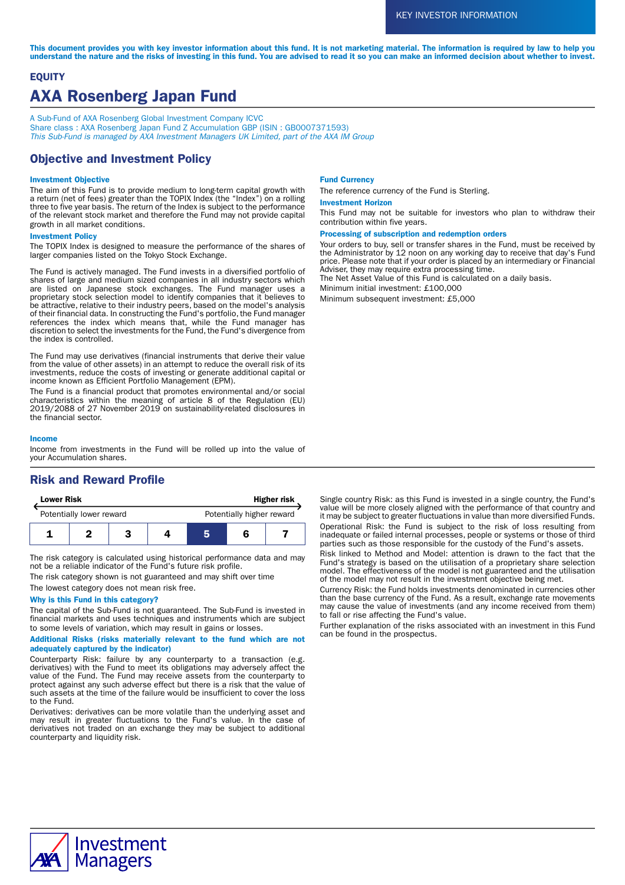KEY INVESTOR INFORMATION

**This document provides you with key investor information about this fund. It is not marketing material. The information is required by law to help you understand the nature and the risks of investing in this fund. You are advised to read it so you can make an informed decision about whether to invest.**

**EQUITY**

# AXA Rosenberg Japan Fund

A Sub-Fund of AXA Rosenberg Global Investment Company ICVC
Share class : AXA Rosenberg Japan Fund Z Accumulation GBP (ISIN : GB0007371593)
*This Sub-Fund is managed by AXA Investment Managers UK Limited, part of the AXA IM Group*

## Objective and Investment Policy

### Investment Objective

The aim of this Fund is to provide medium to long-term capital growth with a return (net of fees) greater than the TOPIX Index (the "Index") on a rolling three to five year basis. The return of the Index is subject to the performance of the relevant stock market and therefore the Fund may not provide capital growth in all market conditions.

### Investment Policy

The TOPIX Index is designed to measure the performance of the shares of larger companies listed on the Tokyo Stock Exchange.

The Fund is actively managed. The Fund invests in a diversified portfolio of shares of large and medium sized companies in all industry sectors which are listed on Japanese stock exchanges. The Fund manager uses a proprietary stock selection model to identify companies that it believes to be attractive, relative to their industry peers, based on the model's analysis of their financial data. In constructing the Fund's portfolio, the Fund manager references the index which means that, while the Fund manager has discretion to select the investments for the Fund, the Fund's divergence from the index is controlled.

The Fund may use derivatives (financial instruments that derive their value from the value of other assets) in an attempt to reduce the overall risk of its investments, reduce the costs of investing or generate additional capital or income known as Efficient Portfolio Management (EPM).

The Fund is a financial product that promotes environmental and/or social characteristics within the meaning of article 8 of the Regulation (EU) 2019/2088 of 27 November 2019 on sustainability-related disclosures in the financial sector.

### Income

Income from investments in the Fund will be rolled up into the value of your Accumulation shares.

### Fund Currency

The reference currency of the Fund is Sterling.

### Investment Horizon

This Fund may not be suitable for investors who plan to withdraw their contribution within five years.

### Processing of subscription and redemption orders

Your orders to buy, sell or transfer shares in the Fund, must be received by the Administrator by 12 noon on any working day to receive that day's Fund price. Please note that if your order is placed by an intermediary or Financial Adviser, they may require extra processing time.

The Net Asset Value of this Fund is calculated on a daily basis.

Minimum initial investment: £100,000

Minimum subsequent investment: £5,000

## Risk and Reward Profile

| **Lower Risk** | | | | | | **Higher risk** |
|---|---|---|---|---|---|---|
| Potentially lower reward | | | | | | Potentially higher reward |
| 1 | 2 | 3 | 4 | **5** | 6 | 7 |

The risk category is calculated using historical performance data and may not be a reliable indicator of the Fund's future risk profile.

The risk category shown is not guaranteed and may shift over time

The lowest category does not mean risk free.

### Why is this Fund in this category?

The capital of the Sub-Fund is not guaranteed. The Sub-Fund is invested in financial markets and uses techniques and instruments which are subject to some levels of variation, which may result in gains or losses.

### Additional Risks (risks materially relevant to the fund which are not adequately captured by the indicator)

Counterparty Risk: failure by any counterparty to a transaction (e.g. derivatives) with the Fund to meet its obligations may adversely affect the value of the Fund. The Fund may receive assets from the counterparty to protect against any such adverse effect but there is a risk that the value of such assets at the time of the failure would be insufficient to cover the loss to the Fund.

Derivatives: derivatives can be more volatile than the underlying asset and may result in greater fluctuations to the Fund's value. In the case of derivatives not traded on an exchange they may be subject to additional counterparty and liquidity risk.

Single country Risk: as this Fund is invested in a single country, the Fund's value will be more closely aligned with the performance of that country and it may be subject to greater fluctuations in value than more diversified Funds.

Operational Risk: the Fund is subject to the risk of loss resulting from inadequate or failed internal processes, people or systems or those of third parties such as those responsible for the custody of the Fund's assets.

Risk linked to Method and Model: attention is drawn to the fact that the Fund's strategy is based on the utilisation of a proprietary share selection model. The effectiveness of the model is not guaranteed and the utilisation of the model may not result in the investment objective being met.

Currency Risk: the Fund holds investments denominated in currencies other than the base currency of the Fund. As a result, exchange rate movements may cause the value of investments (and any income received from them) to fall or rise affecting the Fund's value.

Further explanation of the risks associated with an investment in this Fund can be found in the prospectus.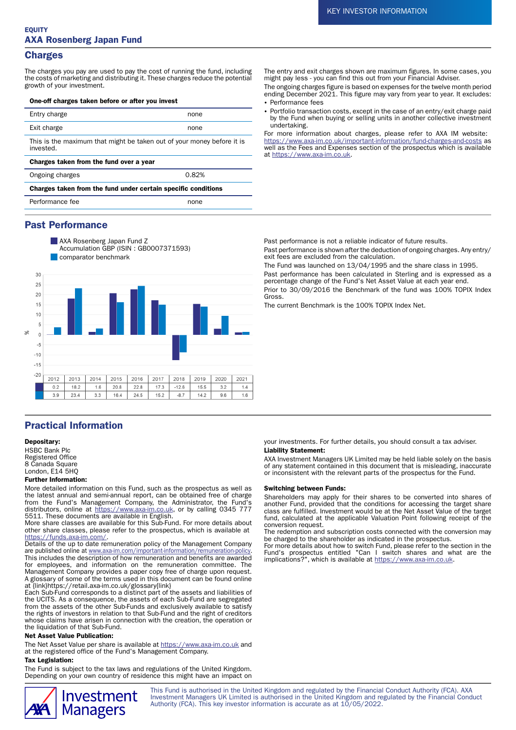KEY INVESTOR INFORMATION

**EQUITY**
**AXA Rosenberg Japan Fund**

## Charges

The charges you pay are used to pay the cost of running the fund, including the costs of marketing and distributing it. These charges reduce the potential growth of your investment.

| **One-off charges taken before or after you invest** | |
|---|---|
| Entry charge | none |
| Exit charge | none |
| This is the maximum that might be taken out of your money before it is invested. | |
| **Charges taken from the fund over a year** | |
| Ongoing charges | 0.82% |
| **Charges taken from the fund under certain specific conditions** | |
| Performance fee | none |

The entry and exit charges shown are maximum figures. In some cases, you might pay less - you can find this out from your Financial Adviser.

The ongoing charges figure is based on expenses for the twelve month period ending December 2021. This figure may vary from year to year. It excludes:

- Performance fees
- Portfolio transaction costs, except in the case of an entry/exit charge paid by the Fund when buying or selling units in another collective investment undertaking.

For more information about charges, please refer to AXA IM website: https://www.axa-im.co.uk/important-information/fund-charges-and-costs as well as the Fees and Expenses section of the prospectus which is available at https://www.axa-im.co.uk.

## Past Performance

AXA Rosenberg Japan Fund Z Accumulation GBP (ISIN : GB0007371593)
comparator benchmark

%
30
25
20
15
10
5
0
-5
-10
-15
-20

2012 2013 2014 2015 2016 2017 2018 2019 2020 2021
0.2 18.2 1.6 20.8 22.8 17.3 -12.6 15.5 3.2 1.4
3.9 23.4 3.3 16.4 24.5 15.2 -8.7 14.2 9.6 1.6

Past performance is not a reliable indicator of future results.

Past performance is shown after the deduction of ongoing charges. Any entry/exit fees are excluded from the calculation.

The Fund was launched on 13/04/1995 and the share class in 1995.

Past performance has been calculated in Sterling and is expressed as a percentage change of the Fund's Net Asset Value at each year end.

Prior to 30/09/2016 the Benchmark of the fund was 100% TOPIX Index Gross.

The current Benchmark is the 100% TOPIX Index Net.

## Practical Information

**Depositary:**
HSBC Bank Plc
Registered Office
8 Canada Square
London, E14 5HQ

**Further Information:**

More detailed information on this Fund, such as the prospectus as well as the latest annual and semi-annual report, can be obtained free of charge from the Fund's Management Company, the Administrator, the Fund's distributors, online at https://www.axa-im.co.uk, or by calling 0345 777 5511. These documents are available in English.

More share classes are available for this Sub-Fund. For more details about other share classes, please refer to the prospectus, which is available at https://funds.axa-im.com/.

Details of the up to date remuneration policy of the Management Company are published online at www.axa-im.com/important-information/remuneration-policy. This includes the description of how remuneration and benefits are awarded for employees, and information on the remuneration committee. The Management Company provides a paper copy free of charge upon request.

A glossary of some of the terms used in this document can be found online at {link}https://retail.axa-im.co.uk/glossary{link}

Each Sub-Fund corresponds to a distinct part of the assets and liabilities of the UCITS. As a consequence, the assets of each Sub-Fund are segregated from the assets of the other Sub-Funds and exclusively available to satisfy the rights of investors in relation to that Sub-Fund and the right of creditors whose claims have arisen in connection with the creation, the operation or the liquidation of that Sub-Fund.

**Net Asset Value Publication:**

The Net Asset Value per share is available at https://www.axa-im.co.uk and at the registered office of the Fund's Management Company.

**Tax Legislation:**

The Fund is subject to the tax laws and regulations of the United Kingdom. Depending on your own country of residence this might have an impact on your investments. For further details, you should consult a tax adviser.

**Liability Statement:**

AXA Investment Managers UK Limited may be held liable solely on the basis of any statement contained in this document that is misleading, inaccurate or inconsistent with the relevant parts of the prospectus for the Fund.

**Switching between Funds:**

Shareholders may apply for their shares to be converted into shares of another Fund, provided that the conditions for accessing the target share class are fulfilled. Investment would be at the Net Asset Value of the target fund, calculated at the applicable Valuation Point following receipt of the conversion request.

The redemption and subscription costs connected with the conversion may be charged to the shareholder as indicated in the prospectus.

For more details about how to switch Fund, please refer to the section in the Fund's prospectus entitled "Can I switch shares and what are the implications?", which is available at https://www.axa-im.co.uk.

This Fund is authorised in the United Kingdom and regulated by the Financial Conduct Authority (FCA). AXA Investment Managers UK Limited is authorised in the United Kingdom and regulated by the Financial Conduct Authority (FCA). This key investor information is accurate as at 10/05/2022.